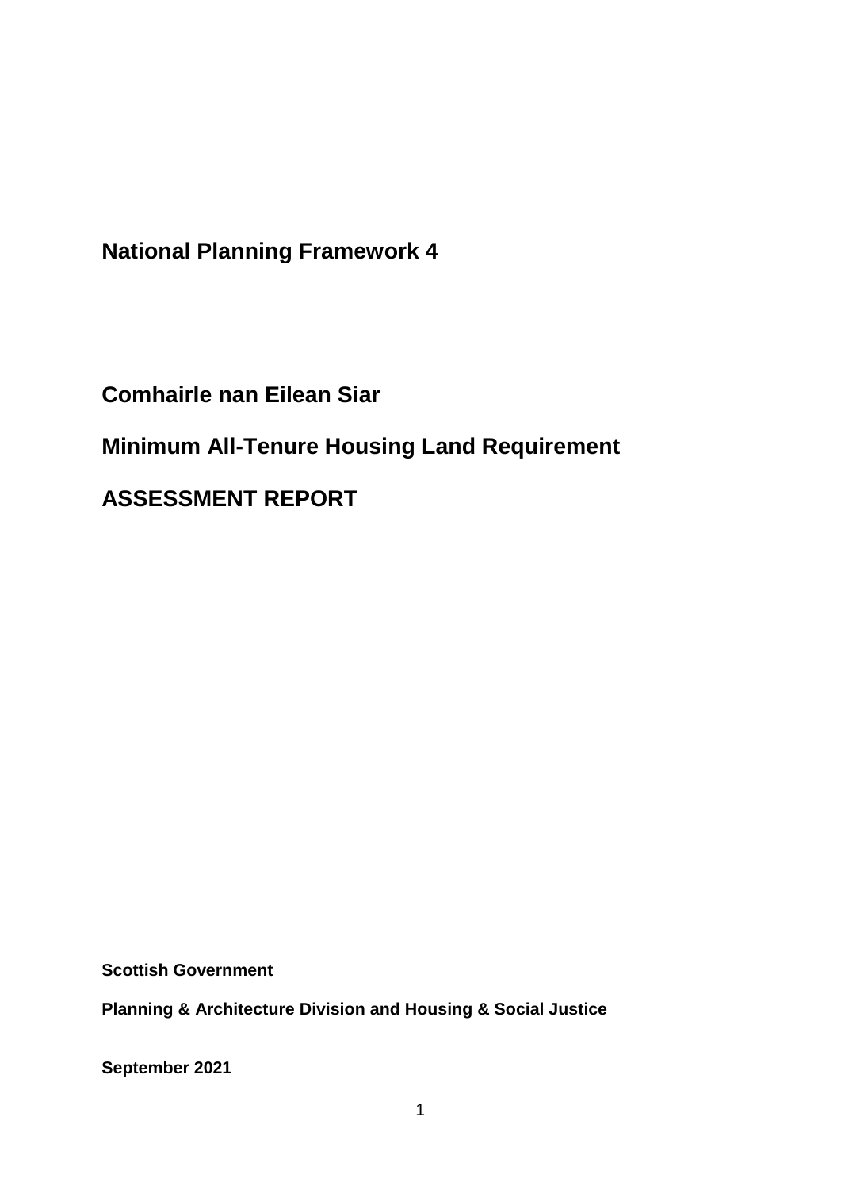# National Planning Framework 4

# Comhairle nan Eilean Siar

# Minimum All-Tenure Housing Land Requirement

# ASSESSMENT REPORT

**Scottish Government**

**Planning & Architecture Division and Housing & Social Justice**

**September 2021**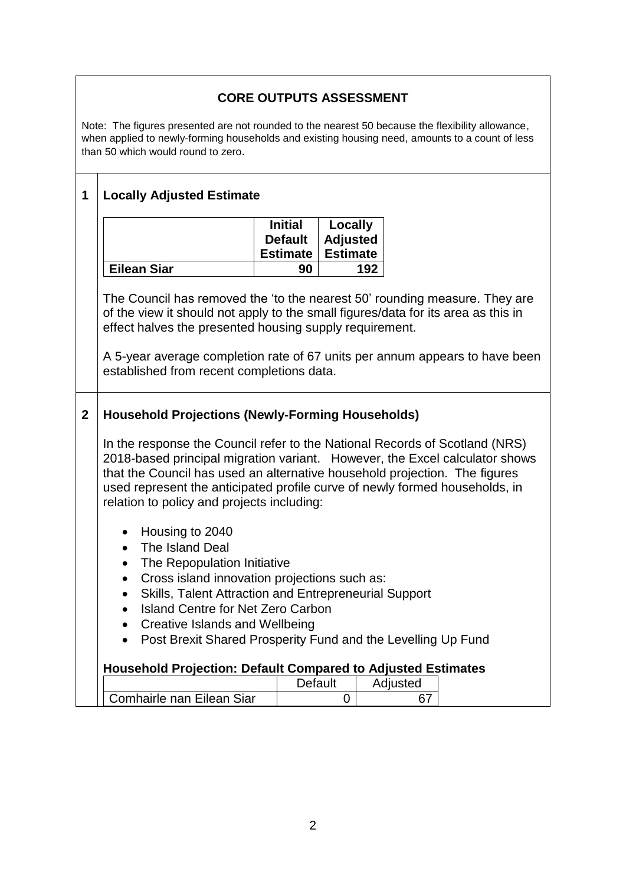## CORE OUTPUTS ASSESSMENT

Note: The figures presented are not rounded to the nearest 50 because the flexibility allowance, when applied to newly-forming households and existing housing need, amounts to a count of less than 50 which would round to zero.

### 1 Locally Adjusted Estimate

| | Initial Default Estimate | Locally Adjusted Estimate |
|---|---|---|
| **Eilean Siar** | **90** | **192** |

The Council has removed the 'to the nearest 50' rounding measure. They are of the view it should not apply to the small figures/data for its area as this in effect halves the presented housing supply requirement.

A 5-year average completion rate of 67 units per annum appears to have been established from recent completions data.

### 2 Household Projections (Newly-Forming Households)

In the response the Council refer to the National Records of Scotland (NRS) 2018-based principal migration variant. However, the Excel calculator shows that the Council has used an alternative household projection. The figures used represent the anticipated profile curve of newly formed households, in relation to policy and projects including:

- Housing to 2040
- The Island Deal
- The Repopulation Initiative
- Cross island innovation projections such as:
- Skills, Talent Attraction and Entrepreneurial Support
- Island Centre for Net Zero Carbon
- Creative Islands and Wellbeing
- Post Brexit Shared Prosperity Fund and the Levelling Up Fund

**Household Projection: Default Compared to Adjusted Estimates**

| | Default | Adjusted |
|---|---|---|
| Comhairle nan Eilean Siar | 0 | 67 |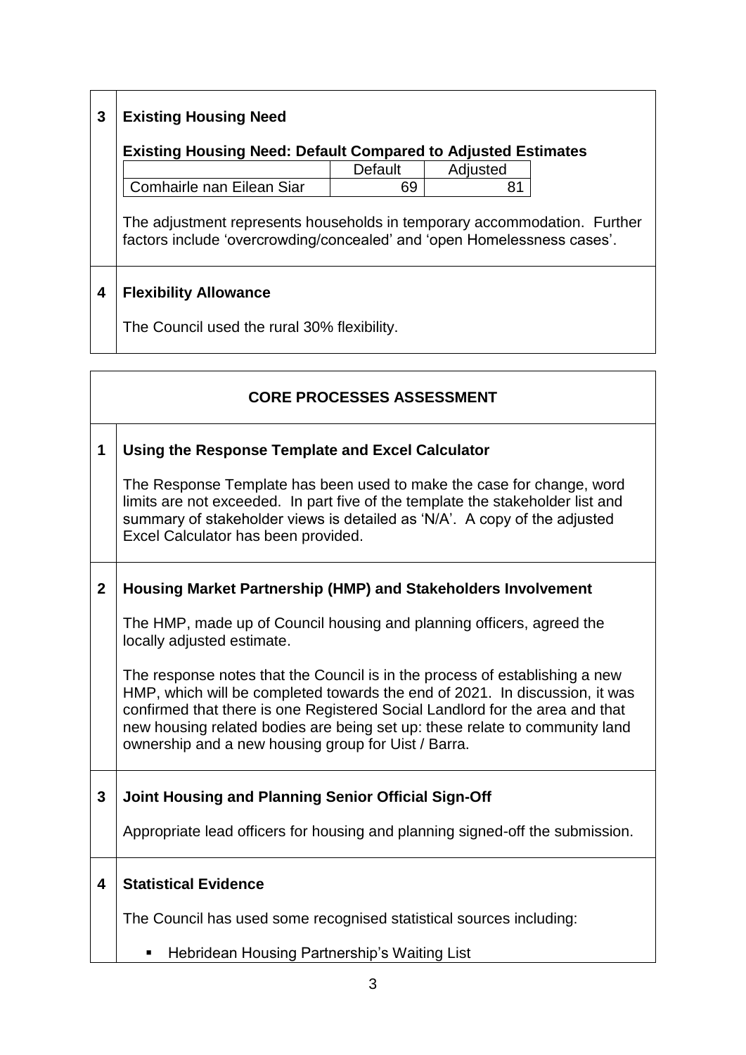**3 Existing Housing Need**

**Existing Housing Need: Default Compared to Adjusted Estimates**

| | Default | Adjusted |
|---|---|---|
| Comhairle nan Eilean Siar | 69 | 81 |

The adjustment represents households in temporary accommodation. Further factors include 'overcrowding/concealed' and 'open Homelessness cases'.

**4 Flexibility Allowance**

The Council used the rural 30% flexibility.

## CORE PROCESSES ASSESSMENT

**1 Using the Response Template and Excel Calculator**

The Response Template has been used to make the case for change, word limits are not exceeded. In part five of the template the stakeholder list and summary of stakeholder views is detailed as 'N/A'. A copy of the adjusted Excel Calculator has been provided.

**2 Housing Market Partnership (HMP) and Stakeholders Involvement**

The HMP, made up of Council housing and planning officers, agreed the locally adjusted estimate.

The response notes that the Council is in the process of establishing a new HMP, which will be completed towards the end of 2021. In discussion, it was confirmed that there is one Registered Social Landlord for the area and that new housing related bodies are being set up: these relate to community land ownership and a new housing group for Uist / Barra.

**3 Joint Housing and Planning Senior Official Sign-Off**

Appropriate lead officers for housing and planning signed-off the submission.

**4 Statistical Evidence**

The Council has used some recognised statistical sources including:

- Hebridean Housing Partnership's Waiting List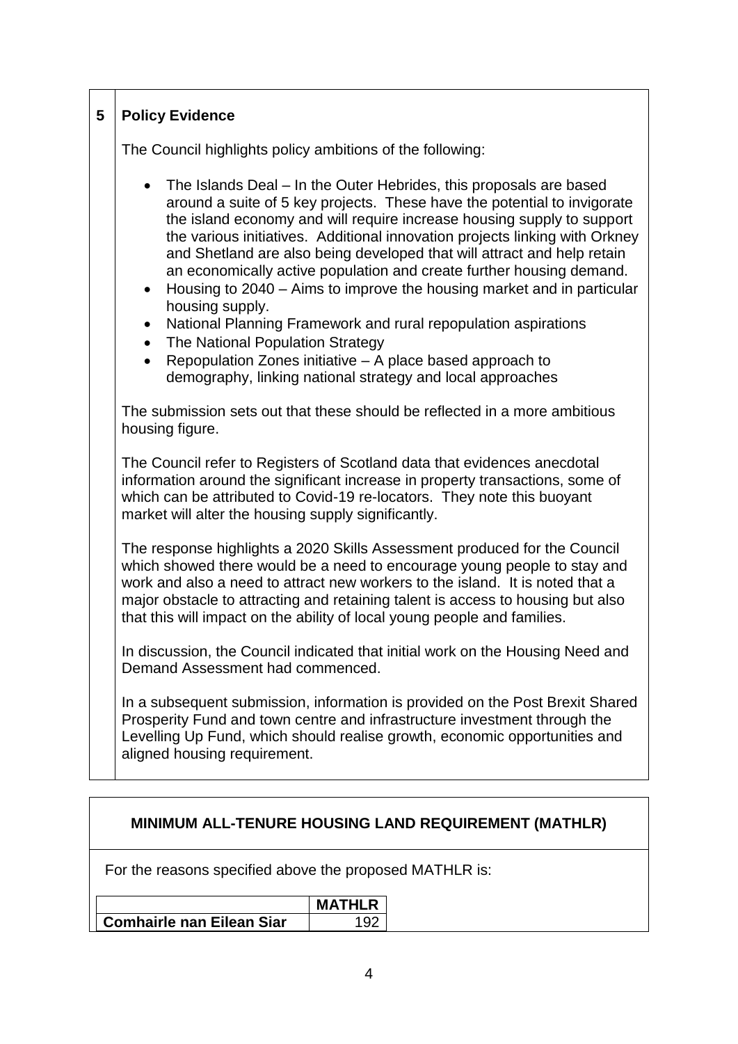## 5 Policy Evidence

The Council highlights policy ambitions of the following:

- The Islands Deal – In the Outer Hebrides, this proposals are based around a suite of 5 key projects. These have the potential to invigorate the island economy and will require increase housing supply to support the various initiatives. Additional innovation projects linking with Orkney and Shetland are also being developed that will attract and help retain an economically active population and create further housing demand.
- Housing to 2040 – Aims to improve the housing market and in particular housing supply.
- National Planning Framework and rural repopulation aspirations
- The National Population Strategy
- Repopulation Zones initiative – A place based approach to demography, linking national strategy and local approaches

The submission sets out that these should be reflected in a more ambitious housing figure.

The Council refer to Registers of Scotland data that evidences anecdotal information around the significant increase in property transactions, some of which can be attributed to Covid-19 re-locators. They note this buoyant market will alter the housing supply significantly.

The response highlights a 2020 Skills Assessment produced for the Council which showed there would be a need to encourage young people to stay and work and also a need to attract new workers to the island. It is noted that a major obstacle to attracting and retaining talent is access to housing but also that this will impact on the ability of local young people and families.

In discussion, the Council indicated that initial work on the Housing Need and Demand Assessment had commenced.

In a subsequent submission, information is provided on the Post Brexit Shared Prosperity Fund and town centre and infrastructure investment through the Levelling Up Fund, which should realise growth, economic opportunities and aligned housing requirement.

## MINIMUM ALL-TENURE HOUSING LAND REQUIREMENT (MATHLR)

For the reasons specified above the proposed MATHLR is:

| | MATHLR |
|---|---|
| **Comhairle nan Eilean Siar** | 192 |